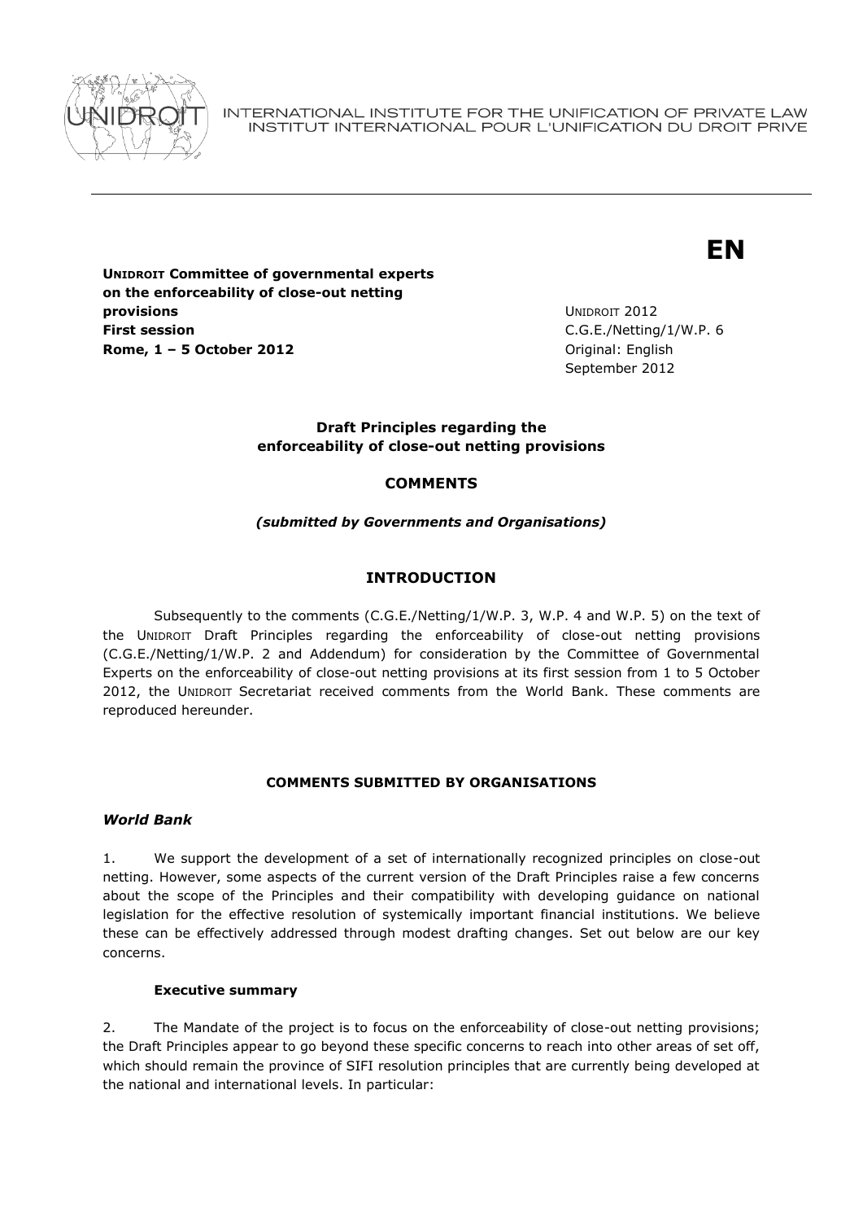INTERNATIONAL INSTITUTE FOR THE UNIFICATION OF PRIVATE LAW
INSTITUT INTERNATIONAL POUR L'UNIFICATION DU DROIT PRIVE

**EN**

**UNIDROIT Committee of governmental experts on the enforceability of close-out netting provisions**
**First session**
**Rome, 1 – 5 October 2012**

UNIDROIT 2012
C.G.E./Netting/1/W.P. 6
Original: English
September 2012

**Draft Principles regarding the enforceability of close-out netting provisions**

**COMMENTS**

***(submitted by Governments and Organisations)***

## INTRODUCTION

Subsequently to the comments (C.G.E./Netting/1/W.P. 3, W.P. 4 and W.P. 5) on the text of the UNIDROIT Draft Principles regarding the enforceability of close-out netting provisions (C.G.E./Netting/1/W.P. 2 and Addendum) for consideration by the Committee of Governmental Experts on the enforceability of close-out netting provisions at its first session from 1 to 5 October 2012, the UNIDROIT Secretariat received comments from the World Bank. These comments are reproduced hereunder.

### COMMENTS SUBMITTED BY ORGANISATIONS

#### *World Bank*

1. We support the development of a set of internationally recognized principles on close-out netting. However, some aspects of the current version of the Draft Principles raise a few concerns about the scope of the Principles and their compatibility with developing guidance on national legislation for the effective resolution of systemically important financial institutions. We believe these can be effectively addressed through modest drafting changes. Set out below are our key concerns.

**Executive summary**

2. The Mandate of the project is to focus on the enforceability of close-out netting provisions; the Draft Principles appear to go beyond these specific concerns to reach into other areas of set off, which should remain the province of SIFI resolution principles that are currently being developed at the national and international levels. In particular: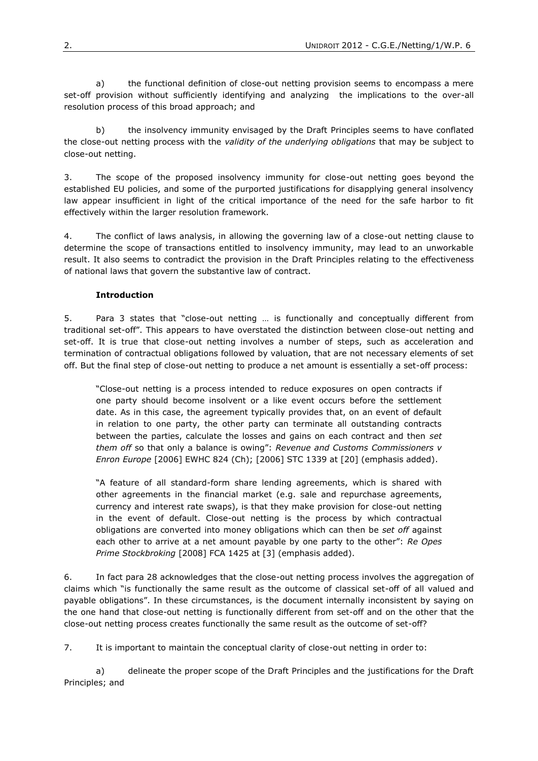a) the functional definition of close-out netting provision seems to encompass a mere set-off provision without sufficiently identifying and analyzing the implications to the over-all resolution process of this broad approach; and

b) the insolvency immunity envisaged by the Draft Principles seems to have conflated the close-out netting process with the *validity of the underlying obligations* that may be subject to close-out netting.

3. The scope of the proposed insolvency immunity for close-out netting goes beyond the established EU policies, and some of the purported justifications for disapplying general insolvency law appear insufficient in light of the critical importance of the need for the safe harbor to fit effectively within the larger resolution framework.

4. The conflict of laws analysis, in allowing the governing law of a close-out netting clause to determine the scope of transactions entitled to insolvency immunity, may lead to an unworkable result. It also seems to contradict the provision in the Draft Principles relating to the effectiveness of national laws that govern the substantive law of contract.

**Introduction**

5. Para 3 states that "close-out netting … is functionally and conceptually different from traditional set-off". This appears to have overstated the distinction between close-out netting and set-off. It is true that close-out netting involves a number of steps, such as acceleration and termination of contractual obligations followed by valuation, that are not necessary elements of set off. But the final step of close-out netting to produce a net amount is essentially a set-off process:

> "Close-out netting is a process intended to reduce exposures on open contracts if one party should become insolvent or a like event occurs before the settlement date. As in this case, the agreement typically provides that, on an event of default in relation to one party, the other party can terminate all outstanding contracts between the parties, calculate the losses and gains on each contract and then *set them off* so that only a balance is owing": *Revenue and Customs Commissioners v Enron Europe* [2006] EWHC 824 (Ch); [2006] STC 1339 at [20] (emphasis added).

> "A feature of all standard-form share lending agreements, which is shared with other agreements in the financial market (e.g. sale and repurchase agreements, currency and interest rate swaps), is that they make provision for close-out netting in the event of default. Close-out netting is the process by which contractual obligations are converted into money obligations which can then be *set off* against each other to arrive at a net amount payable by one party to the other": *Re Opes Prime Stockbroking* [2008] FCA 1425 at [3] (emphasis added).

6. In fact para 28 acknowledges that the close-out netting process involves the aggregation of claims which "is functionally the same result as the outcome of classical set-off of all valued and payable obligations". In these circumstances, is the document internally inconsistent by saying on the one hand that close-out netting is functionally different from set-off and on the other that the close-out netting process creates functionally the same result as the outcome of set-off?

7. It is important to maintain the conceptual clarity of close-out netting in order to:

a) delineate the proper scope of the Draft Principles and the justifications for the Draft Principles; and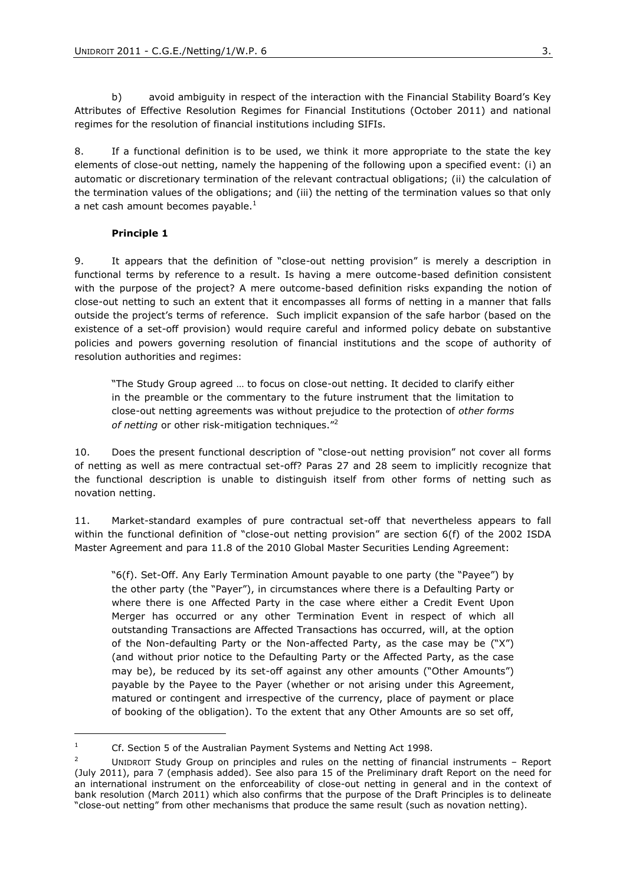b) avoid ambiguity in respect of the interaction with the Financial Stability Board's Key Attributes of Effective Resolution Regimes for Financial Institutions (October 2011) and national regimes for the resolution of financial institutions including SIFIs.

8. If a functional definition is to be used, we think it more appropriate to the state the key elements of close-out netting, namely the happening of the following upon a specified event: (i) an automatic or discretionary termination of the relevant contractual obligations; (ii) the calculation of the termination values of the obligations; and (iii) the netting of the termination values so that only a net cash amount becomes payable.[1]

**Principle 1**

9. It appears that the definition of "close-out netting provision" is merely a description in functional terms by reference to a result. Is having a mere outcome-based definition consistent with the purpose of the project? A mere outcome-based definition risks expanding the notion of close-out netting to such an extent that it encompasses all forms of netting in a manner that falls outside the project's terms of reference. Such implicit expansion of the safe harbor (based on the existence of a set-off provision) would require careful and informed policy debate on substantive policies and powers governing resolution of financial institutions and the scope of authority of resolution authorities and regimes:

> "The Study Group agreed … to focus on close-out netting. It decided to clarify either in the preamble or the commentary to the future instrument that the limitation to close-out netting agreements was without prejudice to the protection of *other forms of netting* or other risk-mitigation techniques."[2]

10. Does the present functional description of "close-out netting provision" not cover all forms of netting as well as mere contractual set-off? Paras 27 and 28 seem to implicitly recognize that the functional description is unable to distinguish itself from other forms of netting such as novation netting.

11. Market-standard examples of pure contractual set-off that nevertheless appears to fall within the functional definition of "close-out netting provision" are section 6(f) of the 2002 ISDA Master Agreement and para 11.8 of the 2010 Global Master Securities Lending Agreement:

> "6(f). Set-Off. Any Early Termination Amount payable to one party (the "Payee") by the other party (the "Payer"), in circumstances where there is a Defaulting Party or where there is one Affected Party in the case where either a Credit Event Upon Merger has occurred or any other Termination Event in respect of which all outstanding Transactions are Affected Transactions has occurred, will, at the option of the Non-defaulting Party or the Non-affected Party, as the case may be ("X") (and without prior notice to the Defaulting Party or the Affected Party, as the case may be), be reduced by its set-off against any other amounts ("Other Amounts") payable by the Payee to the Payer (whether or not arising under this Agreement, matured or contingent and irrespective of the currency, place of payment or place of booking of the obligation). To the extent that any Other Amounts are so set off,

---

[1] Cf. Section 5 of the Australian Payment Systems and Netting Act 1998.

[2] UNIDROIT Study Group on principles and rules on the netting of financial instruments – Report (July 2011), para 7 (emphasis added). See also para 15 of the Preliminary draft Report on the need for an international instrument on the enforceability of close-out netting in general and in the context of bank resolution (March 2011) which also confirms that the purpose of the Draft Principles is to delineate "close-out netting" from other mechanisms that produce the same result (such as novation netting).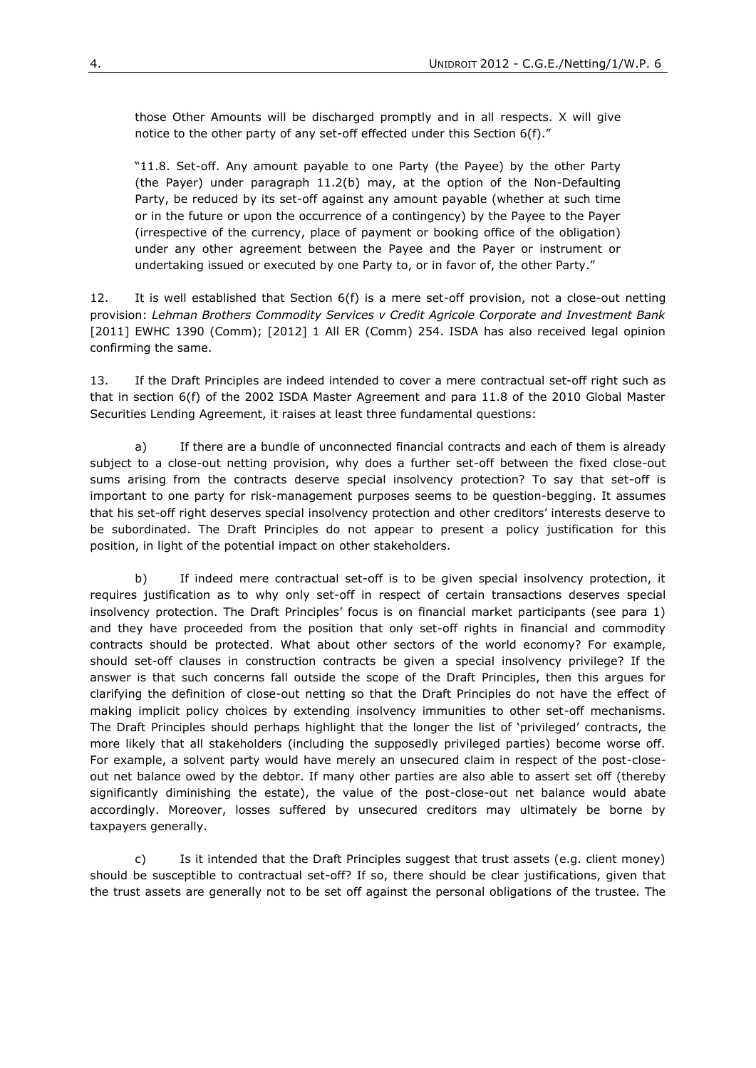those Other Amounts will be discharged promptly and in all respects. X will give notice to the other party of any set-off effected under this Section 6(f)."

"11.8. Set-off. Any amount payable to one Party (the Payee) by the other Party (the Payer) under paragraph 11.2(b) may, at the option of the Non-Defaulting Party, be reduced by its set-off against any amount payable (whether at such time or in the future or upon the occurrence of a contingency) by the Payee to the Payer (irrespective of the currency, place of payment or booking office of the obligation) under any other agreement between the Payee and the Payer or instrument or undertaking issued or executed by one Party to, or in favor of, the other Party."

12. It is well established that Section 6(f) is a mere set-off provision, not a close-out netting provision: *Lehman Brothers Commodity Services v Credit Agricole Corporate and Investment Bank* [2011] EWHC 1390 (Comm); [2012] 1 All ER (Comm) 254. ISDA has also received legal opinion confirming the same.

13. If the Draft Principles are indeed intended to cover a mere contractual set-off right such as that in section 6(f) of the 2002 ISDA Master Agreement and para 11.8 of the 2010 Global Master Securities Lending Agreement, it raises at least three fundamental questions:

a) If there are a bundle of unconnected financial contracts and each of them is already subject to a close-out netting provision, why does a further set-off between the fixed close-out sums arising from the contracts deserve special insolvency protection? To say that set-off is important to one party for risk-management purposes seems to be question-begging. It assumes that his set-off right deserves special insolvency protection and other creditors' interests deserve to be subordinated. The Draft Principles do not appear to present a policy justification for this position, in light of the potential impact on other stakeholders.

b) If indeed mere contractual set-off is to be given special insolvency protection, it requires justification as to why only set-off in respect of certain transactions deserves special insolvency protection. The Draft Principles' focus is on financial market participants (see para 1) and they have proceeded from the position that only set-off rights in financial and commodity contracts should be protected. What about other sectors of the world economy? For example, should set-off clauses in construction contracts be given a special insolvency privilege? If the answer is that such concerns fall outside the scope of the Draft Principles, then this argues for clarifying the definition of close-out netting so that the Draft Principles do not have the effect of making implicit policy choices by extending insolvency immunities to other set-off mechanisms. The Draft Principles should perhaps highlight that the longer the list of 'privileged' contracts, the more likely that all stakeholders (including the supposedly privileged parties) become worse off. For example, a solvent party would have merely an unsecured claim in respect of the post-close-out net balance owed by the debtor. If many other parties are also able to assert set off (thereby significantly diminishing the estate), the value of the post-close-out net balance would abate accordingly. Moreover, losses suffered by unsecured creditors may ultimately be borne by taxpayers generally.

c) Is it intended that the Draft Principles suggest that trust assets (e.g. client money) should be susceptible to contractual set-off? If so, there should be clear justifications, given that the trust assets are generally not to be set off against the personal obligations of the trustee. The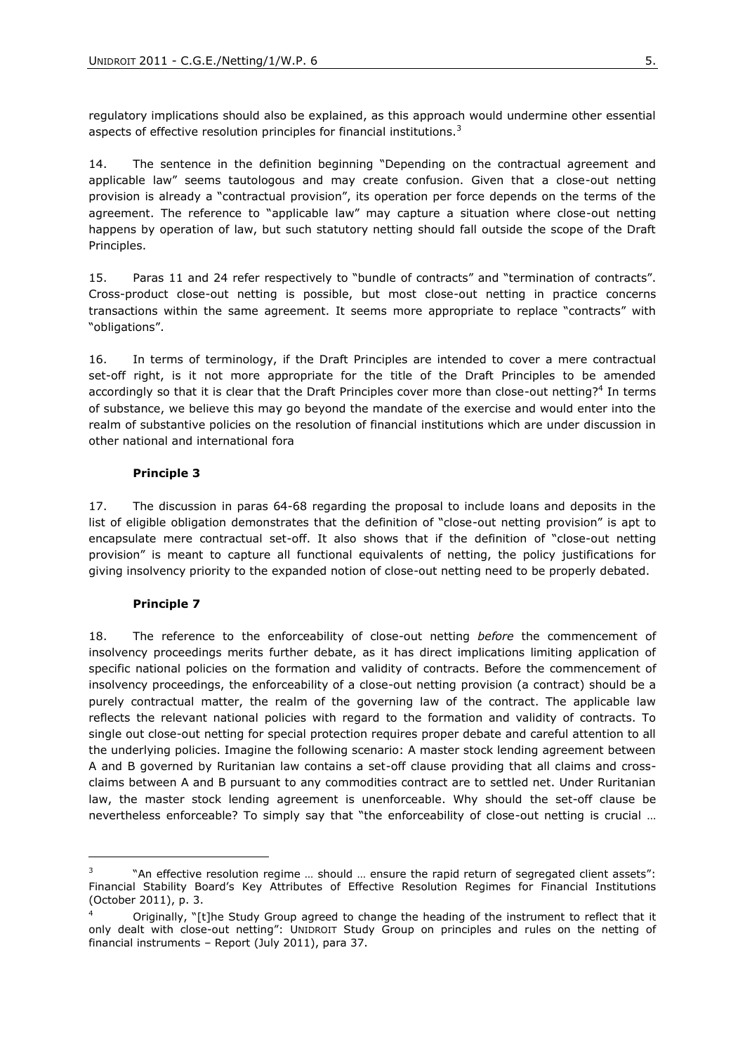regulatory implications should also be explained, as this approach would undermine other essential aspects of effective resolution principles for financial institutions.[3]

14. The sentence in the definition beginning "Depending on the contractual agreement and applicable law" seems tautologous and may create confusion. Given that a close-out netting provision is already a "contractual provision", its operation per force depends on the terms of the agreement. The reference to "applicable law" may capture a situation where close-out netting happens by operation of law, but such statutory netting should fall outside the scope of the Draft Principles.

15. Paras 11 and 24 refer respectively to "bundle of contracts" and "termination of contracts". Cross-product close-out netting is possible, but most close-out netting in practice concerns transactions within the same agreement. It seems more appropriate to replace "contracts" with "obligations".

16. In terms of terminology, if the Draft Principles are intended to cover a mere contractual set-off right, is it not more appropriate for the title of the Draft Principles to be amended accordingly so that it is clear that the Draft Principles cover more than close-out netting?[4] In terms of substance, we believe this may go beyond the mandate of the exercise and would enter into the realm of substantive policies on the resolution of financial institutions which are under discussion in other national and international fora

**Principle 3**

17. The discussion in paras 64-68 regarding the proposal to include loans and deposits in the list of eligible obligation demonstrates that the definition of "close-out netting provision" is apt to encapsulate mere contractual set-off. It also shows that if the definition of "close-out netting provision" is meant to capture all functional equivalents of netting, the policy justifications for giving insolvency priority to the expanded notion of close-out netting need to be properly debated.

**Principle 7**

18. The reference to the enforceability of close-out netting *before* the commencement of insolvency proceedings merits further debate, as it has direct implications limiting application of specific national policies on the formation and validity of contracts. Before the commencement of insolvency proceedings, the enforceability of a close-out netting provision (a contract) should be a purely contractual matter, the realm of the governing law of the contract. The applicable law reflects the relevant national policies with regard to the formation and validity of contracts. To single out close-out netting for special protection requires proper debate and careful attention to all the underlying policies. Imagine the following scenario: A master stock lending agreement between A and B governed by Ruritanian law contains a set-off clause providing that all claims and cross-claims between A and B pursuant to any commodities contract are to settled net. Under Ruritanian law, the master stock lending agreement is unenforceable. Why should the set-off clause be nevertheless enforceable? To simply say that "the enforceability of close-out netting is crucial …

---

[3] "An effective resolution regime … should … ensure the rapid return of segregated client assets": Financial Stability Board's Key Attributes of Effective Resolution Regimes for Financial Institutions (October 2011), p. 3.

[4] Originally, "[t]he Study Group agreed to change the heading of the instrument to reflect that it only dealt with close-out netting": UNIDROIT Study Group on principles and rules on the netting of financial instruments – Report (July 2011), para 37.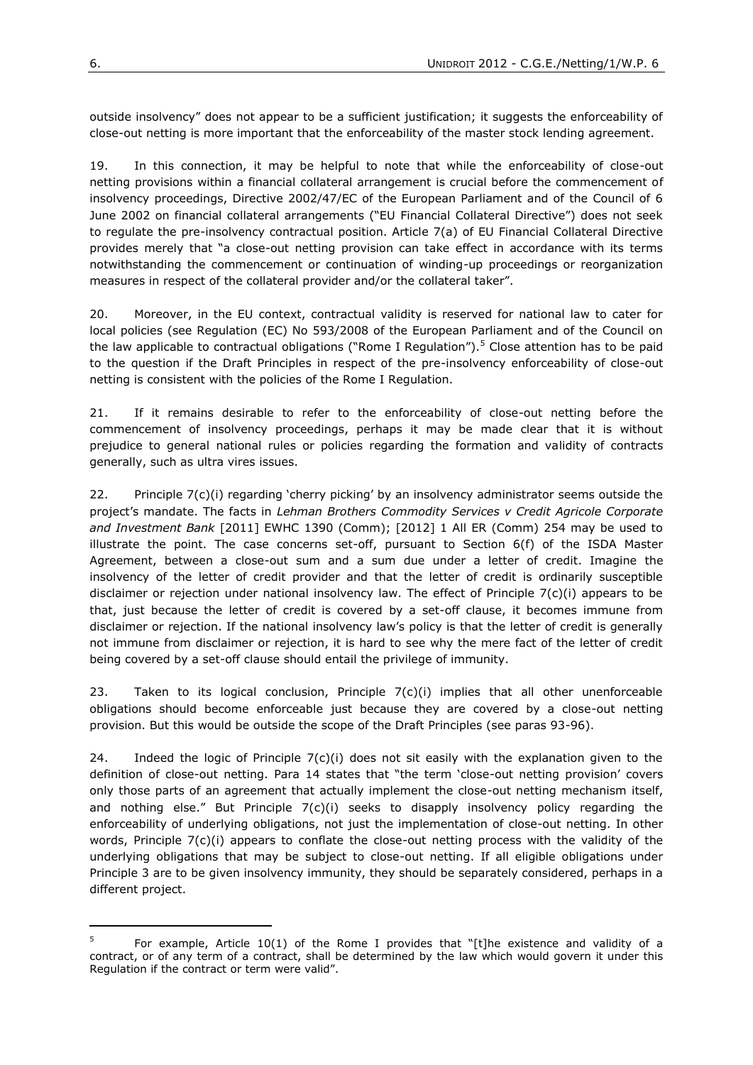outside insolvency" does not appear to be a sufficient justification; it suggests the enforceability of close-out netting is more important that the enforceability of the master stock lending agreement.

19. In this connection, it may be helpful to note that while the enforceability of close-out netting provisions within a financial collateral arrangement is crucial before the commencement of insolvency proceedings, Directive 2002/47/EC of the European Parliament and of the Council of 6 June 2002 on financial collateral arrangements ("EU Financial Collateral Directive") does not seek to regulate the pre-insolvency contractual position. Article 7(a) of EU Financial Collateral Directive provides merely that "a close-out netting provision can take effect in accordance with its terms notwithstanding the commencement or continuation of winding-up proceedings or reorganization measures in respect of the collateral provider and/or the collateral taker".

20. Moreover, in the EU context, contractual validity is reserved for national law to cater for local policies (see Regulation (EC) No 593/2008 of the European Parliament and of the Council on the law applicable to contractual obligations ("Rome I Regulation").[5] Close attention has to be paid to the question if the Draft Principles in respect of the pre-insolvency enforceability of close-out netting is consistent with the policies of the Rome I Regulation.

21. If it remains desirable to refer to the enforceability of close-out netting before the commencement of insolvency proceedings, perhaps it may be made clear that it is without prejudice to general national rules or policies regarding the formation and validity of contracts generally, such as ultra vires issues.

22. Principle 7(c)(i) regarding 'cherry picking' by an insolvency administrator seems outside the project's mandate. The facts in *Lehman Brothers Commodity Services v Credit Agricole Corporate and Investment Bank* [2011] EWHC 1390 (Comm); [2012] 1 All ER (Comm) 254 may be used to illustrate the point. The case concerns set-off, pursuant to Section 6(f) of the ISDA Master Agreement, between a close-out sum and a sum due under a letter of credit. Imagine the insolvency of the letter of credit provider and that the letter of credit is ordinarily susceptible disclaimer or rejection under national insolvency law. The effect of Principle 7(c)(i) appears to be that, just because the letter of credit is covered by a set-off clause, it becomes immune from disclaimer or rejection. If the national insolvency law's policy is that the letter of credit is generally not immune from disclaimer or rejection, it is hard to see why the mere fact of the letter of credit being covered by a set-off clause should entail the privilege of immunity.

23. Taken to its logical conclusion, Principle 7(c)(i) implies that all other unenforceable obligations should become enforceable just because they are covered by a close-out netting provision. But this would be outside the scope of the Draft Principles (see paras 93-96).

24. Indeed the logic of Principle 7(c)(i) does not sit easily with the explanation given to the definition of close-out netting. Para 14 states that "the term 'close-out netting provision' covers only those parts of an agreement that actually implement the close-out netting mechanism itself, and nothing else." But Principle 7(c)(i) seeks to disapply insolvency policy regarding the enforceability of underlying obligations, not just the implementation of close-out netting. In other words, Principle 7(c)(i) appears to conflate the close-out netting process with the validity of the underlying obligations that may be subject to close-out netting. If all eligible obligations under Principle 3 are to be given insolvency immunity, they should be separately considered, perhaps in a different project.

---

[5] For example, Article 10(1) of the Rome I provides that "[t]he existence and validity of a contract, or of any term of a contract, shall be determined by the law which would govern it under this Regulation if the contract or term were valid".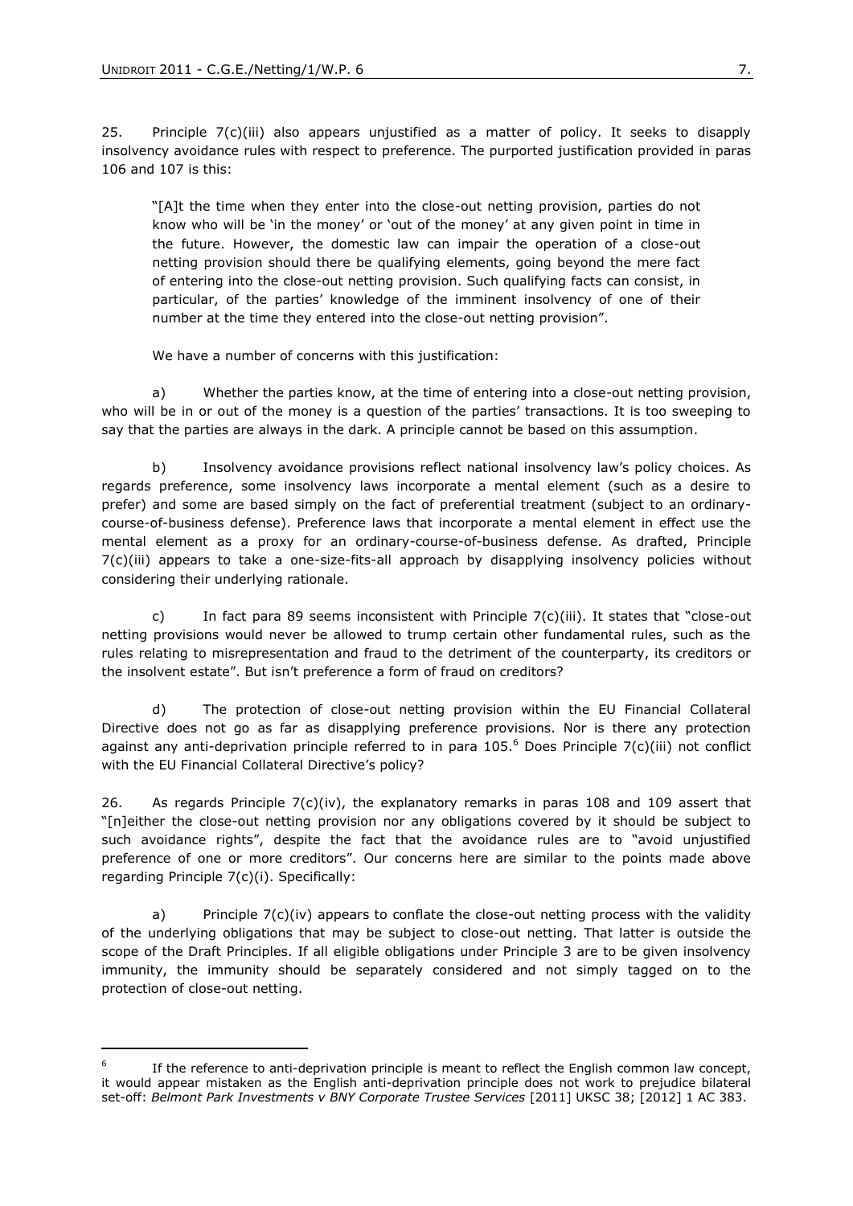25. Principle 7(c)(iii) also appears unjustified as a matter of policy. It seeks to disapply insolvency avoidance rules with respect to preference. The purported justification provided in paras 106 and 107 is this:

> "[A]t the time when they enter into the close-out netting provision, parties do not know who will be 'in the money' or 'out of the money' at any given point in time in the future. However, the domestic law can impair the operation of a close-out netting provision should there be qualifying elements, going beyond the mere fact of entering into the close-out netting provision. Such qualifying facts can consist, in particular, of the parties' knowledge of the imminent insolvency of one of their number at the time they entered into the close-out netting provision".

We have a number of concerns with this justification:

a) Whether the parties know, at the time of entering into a close-out netting provision, who will be in or out of the money is a question of the parties' transactions. It is too sweeping to say that the parties are always in the dark. A principle cannot be based on this assumption.

b) Insolvency avoidance provisions reflect national insolvency law's policy choices. As regards preference, some insolvency laws incorporate a mental element (such as a desire to prefer) and some are based simply on the fact of preferential treatment (subject to an ordinary-course-of-business defense). Preference laws that incorporate a mental element in effect use the mental element as a proxy for an ordinary-course-of-business defense. As drafted, Principle 7(c)(iii) appears to take a one-size-fits-all approach by disapplying insolvency policies without considering their underlying rationale.

c) In fact para 89 seems inconsistent with Principle 7(c)(iii). It states that "close-out netting provisions would never be allowed to trump certain other fundamental rules, such as the rules relating to misrepresentation and fraud to the detriment of the counterparty, its creditors or the insolvent estate". But isn't preference a form of fraud on creditors?

d) The protection of close-out netting provision within the EU Financial Collateral Directive does not go as far as disapplying preference provisions. Nor is there any protection against any anti-deprivation principle referred to in para 105.[6] Does Principle 7(c)(iii) not conflict with the EU Financial Collateral Directive's policy?

26. As regards Principle 7(c)(iv), the explanatory remarks in paras 108 and 109 assert that "[n]either the close-out netting provision nor any obligations covered by it should be subject to such avoidance rights", despite the fact that the avoidance rules are to "avoid unjustified preference of one or more creditors". Our concerns here are similar to the points made above regarding Principle 7(c)(i). Specifically:

a) Principle 7(c)(iv) appears to conflate the close-out netting process with the validity of the underlying obligations that may be subject to close-out netting. That latter is outside the scope of the Draft Principles. If all eligible obligations under Principle 3 are to be given insolvency immunity, the immunity should be separately considered and not simply tagged on to the protection of close-out netting.

---

[6] If the reference to anti-deprivation principle is meant to reflect the English common law concept, it would appear mistaken as the English anti-deprivation principle does not work to prejudice bilateral set-off: *Belmont Park Investments v BNY Corporate Trustee Services* [2011] UKSC 38; [2012] 1 AC 383.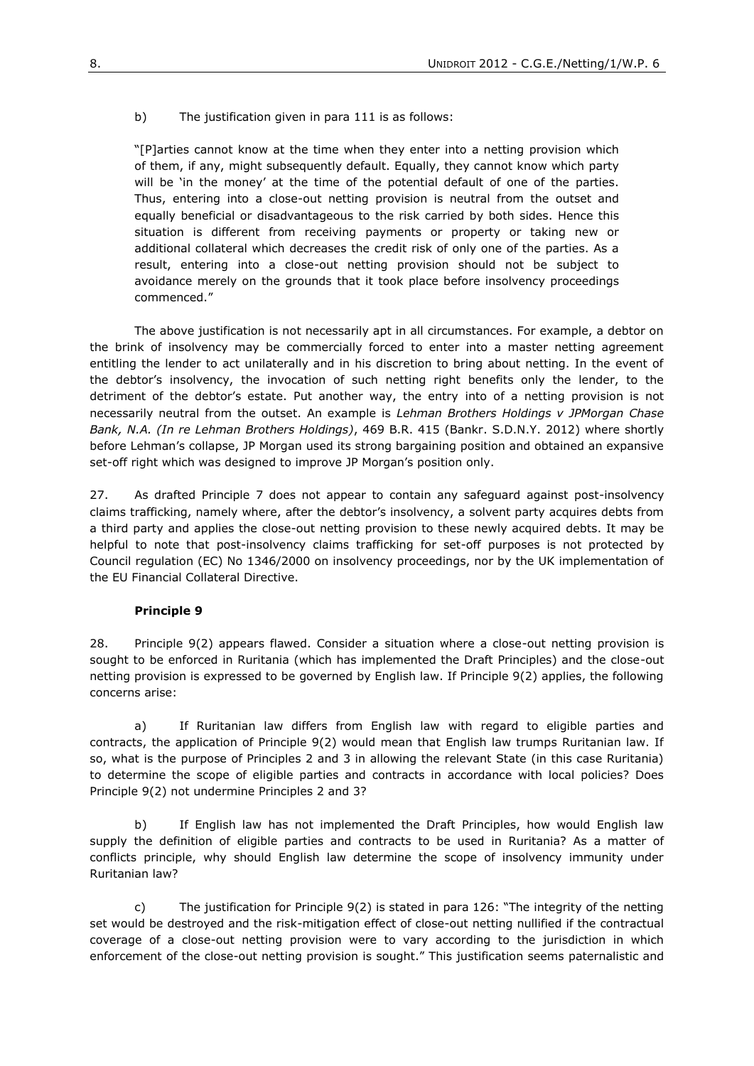b) The justification given in para 111 is as follows:

> "[P]arties cannot know at the time when they enter into a netting provision which of them, if any, might subsequently default. Equally, they cannot know which party will be 'in the money' at the time of the potential default of one of the parties. Thus, entering into a close-out netting provision is neutral from the outset and equally beneficial or disadvantageous to the risk carried by both sides. Hence this situation is different from receiving payments or property or taking new or additional collateral which decreases the credit risk of only one of the parties. As a result, entering into a close-out netting provision should not be subject to avoidance merely on the grounds that it took place before insolvency proceedings commenced."

The above justification is not necessarily apt in all circumstances. For example, a debtor on the brink of insolvency may be commercially forced to enter into a master netting agreement entitling the lender to act unilaterally and in his discretion to bring about netting. In the event of the debtor's insolvency, the invocation of such netting right benefits only the lender, to the detriment of the debtor's estate. Put another way, the entry into of a netting provision is not necessarily neutral from the outset. An example is *Lehman Brothers Holdings v JPMorgan Chase Bank, N.A. (In re Lehman Brothers Holdings)*, 469 B.R. 415 (Bankr. S.D.N.Y. 2012) where shortly before Lehman's collapse, JP Morgan used its strong bargaining position and obtained an expansive set-off right which was designed to improve JP Morgan's position only.

27. As drafted Principle 7 does not appear to contain any safeguard against post-insolvency claims trafficking, namely where, after the debtor's insolvency, a solvent party acquires debts from a third party and applies the close-out netting provision to these newly acquired debts. It may be helpful to note that post-insolvency claims trafficking for set-off purposes is not protected by Council regulation (EC) No 1346/2000 on insolvency proceedings, nor by the UK implementation of the EU Financial Collateral Directive.

**Principle 9**

28. Principle 9(2) appears flawed. Consider a situation where a close-out netting provision is sought to be enforced in Ruritania (which has implemented the Draft Principles) and the close-out netting provision is expressed to be governed by English law. If Principle 9(2) applies, the following concerns arise:

a) If Ruritanian law differs from English law with regard to eligible parties and contracts, the application of Principle 9(2) would mean that English law trumps Ruritanian law. If so, what is the purpose of Principles 2 and 3 in allowing the relevant State (in this case Ruritania) to determine the scope of eligible parties and contracts in accordance with local policies? Does Principle 9(2) not undermine Principles 2 and 3?

b) If English law has not implemented the Draft Principles, how would English law supply the definition of eligible parties and contracts to be used in Ruritania? As a matter of conflicts principle, why should English law determine the scope of insolvency immunity under Ruritanian law?

c) The justification for Principle 9(2) is stated in para 126: "The integrity of the netting set would be destroyed and the risk-mitigation effect of close-out netting nullified if the contractual coverage of a close-out netting provision were to vary according to the jurisdiction in which enforcement of the close-out netting provision is sought." This justification seems paternalistic and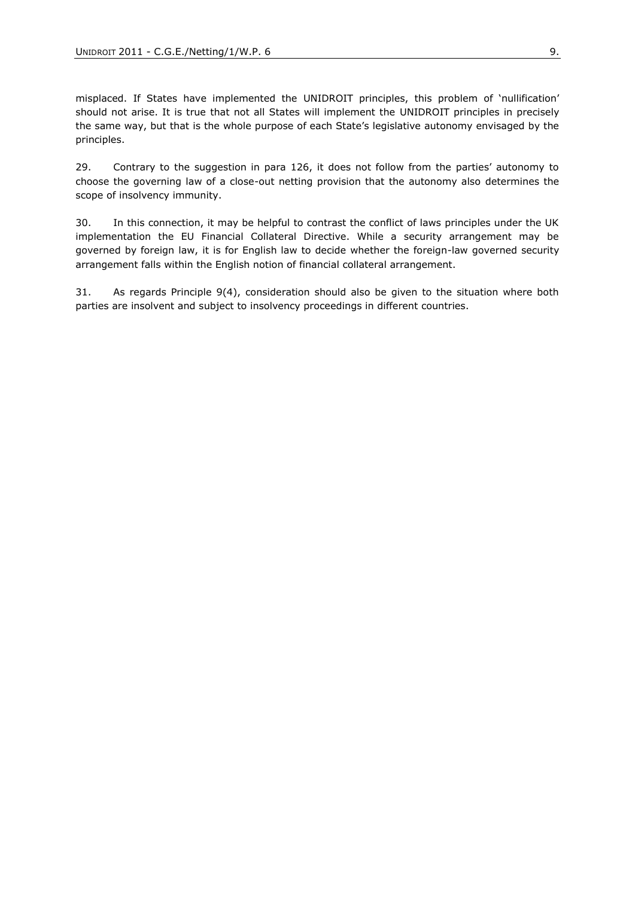misplaced. If States have implemented the UNIDROIT principles, this problem of 'nullification' should not arise. It is true that not all States will implement the UNIDROIT principles in precisely the same way, but that is the whole purpose of each State's legislative autonomy envisaged by the principles.

29. Contrary to the suggestion in para 126, it does not follow from the parties' autonomy to choose the governing law of a close-out netting provision that the autonomy also determines the scope of insolvency immunity.

30. In this connection, it may be helpful to contrast the conflict of laws principles under the UK implementation the EU Financial Collateral Directive. While a security arrangement may be governed by foreign law, it is for English law to decide whether the foreign-law governed security arrangement falls within the English notion of financial collateral arrangement.

31. As regards Principle 9(4), consideration should also be given to the situation where both parties are insolvent and subject to insolvency proceedings in different countries.